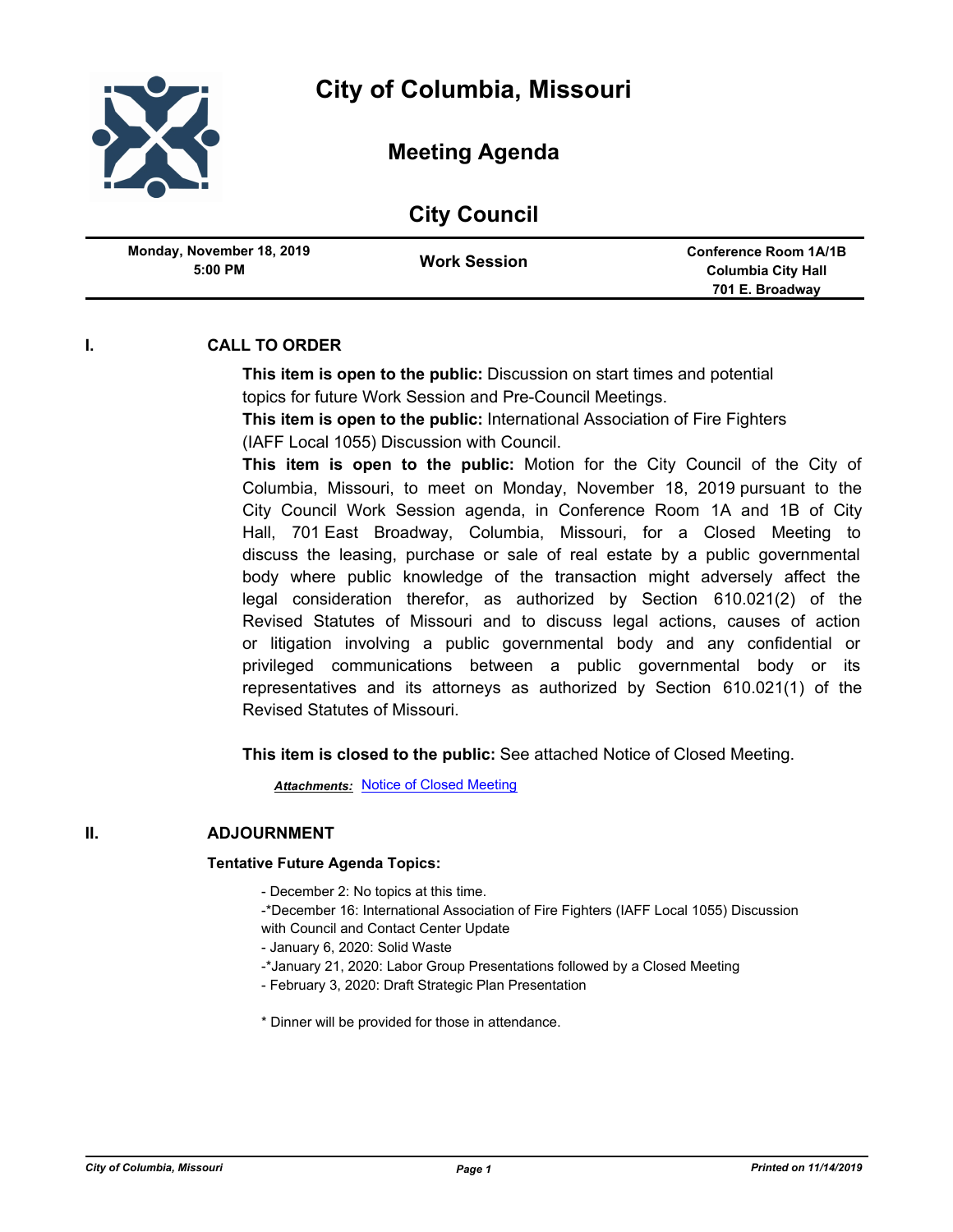# City of Columbia, Missouri

## Meeting Agenda

## City Council

| Monday, November 18, 2019 5:00 PM | Work Session | Conference Room 1A/1B Columbia City Hall 701 E. Broadway |
|---|---|---|

### I. CALL TO ORDER

**This item is open to the public:** Discussion on start times and potential topics for future Work Session and Pre-Council Meetings.

**This item is open to the public:** International Association of Fire Fighters (IAFF Local 1055) Discussion with Council.

**This item is open to the public:** Motion for the City Council of the City of Columbia, Missouri, to meet on Monday, November 18, 2019 pursuant to the City Council Work Session agenda, in Conference Room 1A and 1B of City Hall, 701 East Broadway, Columbia, Missouri, for a Closed Meeting to discuss the leasing, purchase or sale of real estate by a public governmental body where public knowledge of the transaction might adversely affect the legal consideration therefor, as authorized by Section 610.021(2) of the Revised Statutes of Missouri and to discuss legal actions, causes of action or litigation involving a public governmental body and any confidential or privileged communications between a public governmental body or its representatives and its attorneys as authorized by Section 610.021(1) of the Revised Statutes of Missouri.

**This item is closed to the public:** See attached Notice of Closed Meeting.

***Attachments:*** Notice of Closed Meeting

### II. ADJOURNMENT

**Tentative Future Agenda Topics:**

- December 2: No topics at this time.
-*December 16: International Association of Fire Fighters (IAFF Local 1055) Discussion with Council and Contact Center Update
- January 6, 2020: Solid Waste
-*January 21, 2020: Labor Group Presentations followed by a Closed Meeting
- February 3, 2020: Draft Strategic Plan Presentation

* Dinner will be provided for those in attendance.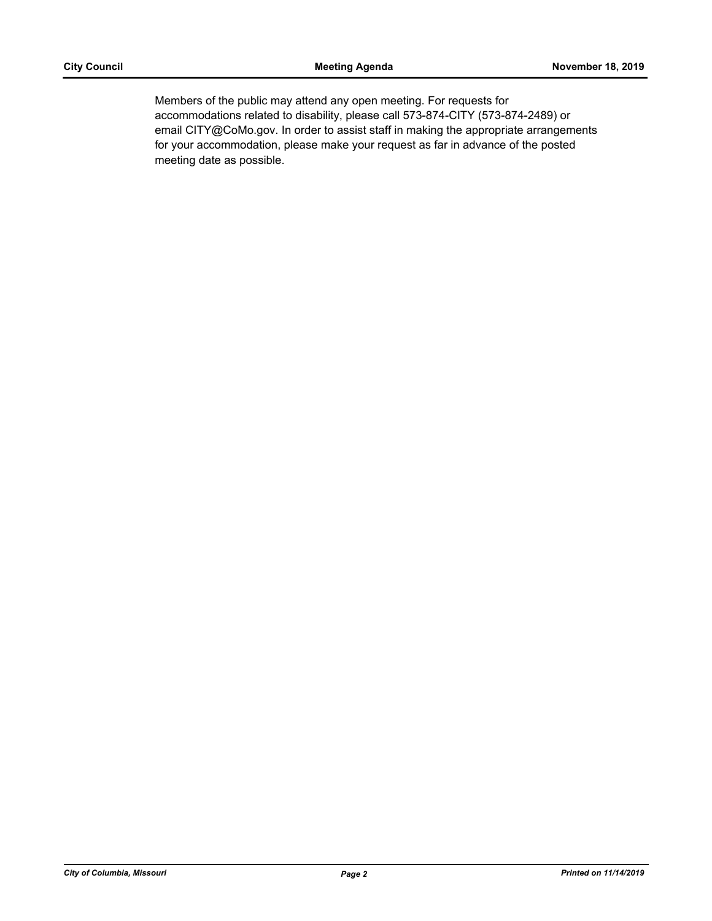Members of the public may attend any open meeting. For requests for accommodations related to disability, please call 573-874-CITY (573-874-2489) or email CITY@CoMo.gov. In order to assist staff in making the appropriate arrangements for your accommodation, please make your request as far in advance of the posted meeting date as possible.